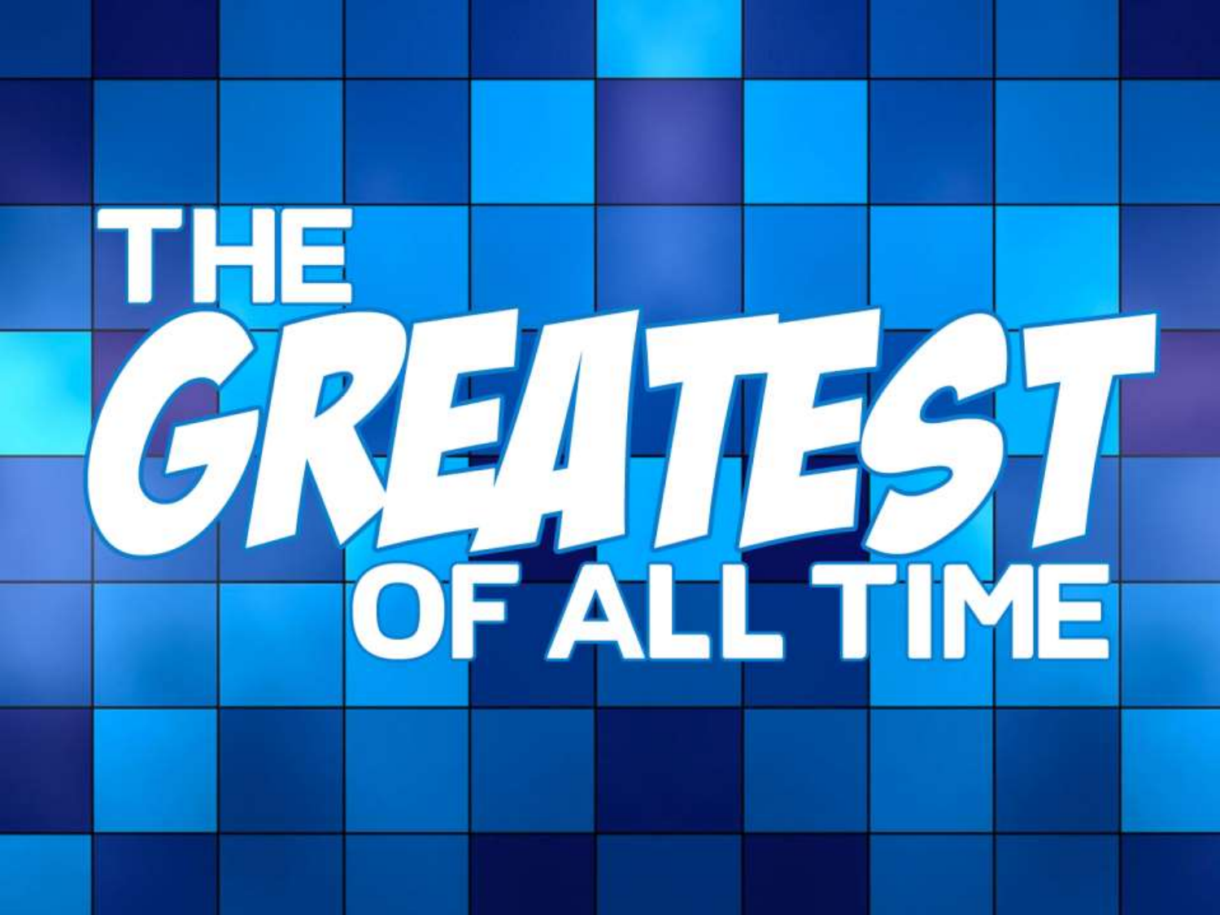# THE GREATEST OF ALL TIME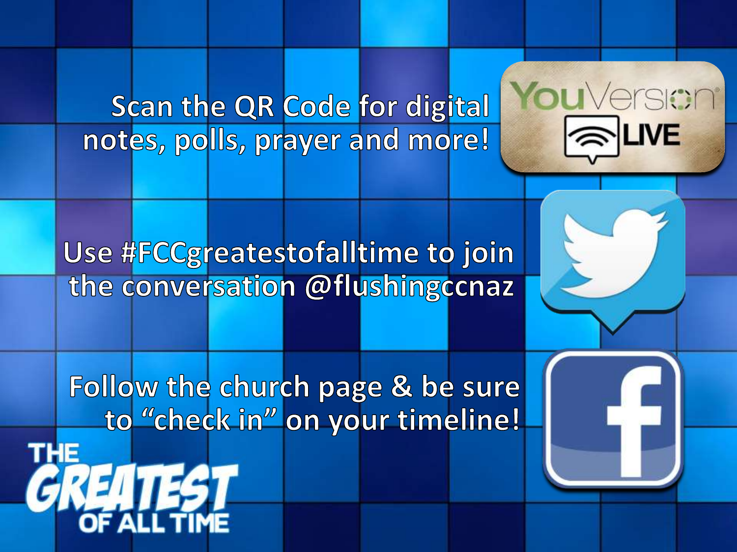Scan the QR Code for digital notes, polls, prayer and more!

Use #FCCgreatestofalltime to join the conversation @flushingccnaz

Follow the church page & be sure to "check in" on your timeline!

THE GREATEST OF ALL TIME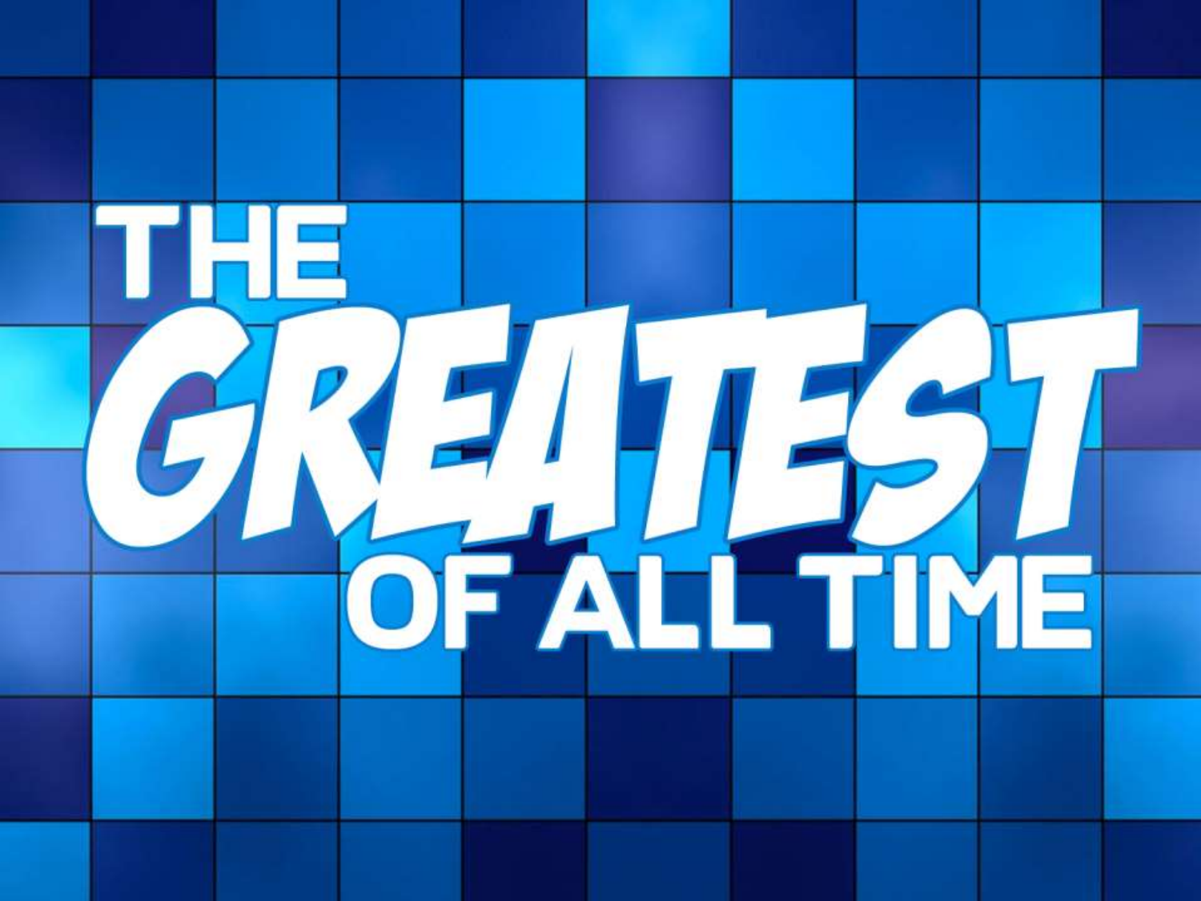# THE GREATEST OF ALL TIME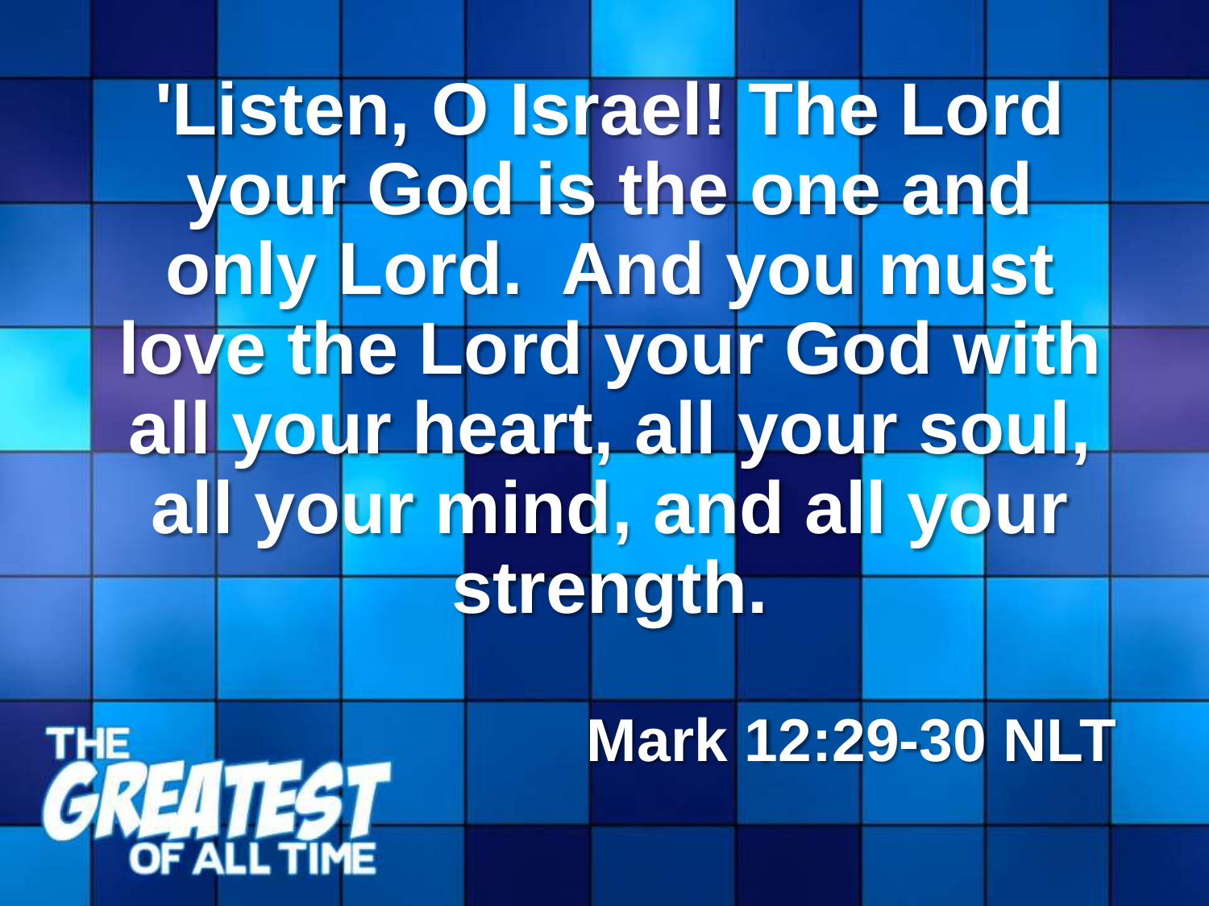'Listen, O Israel! The Lord your God is the one and only Lord. And you must love the Lord your God with all your heart, all your soul, all your mind, and all your strength.

Mark 12:29-30 NLT

THE GREATEST OF ALL TIME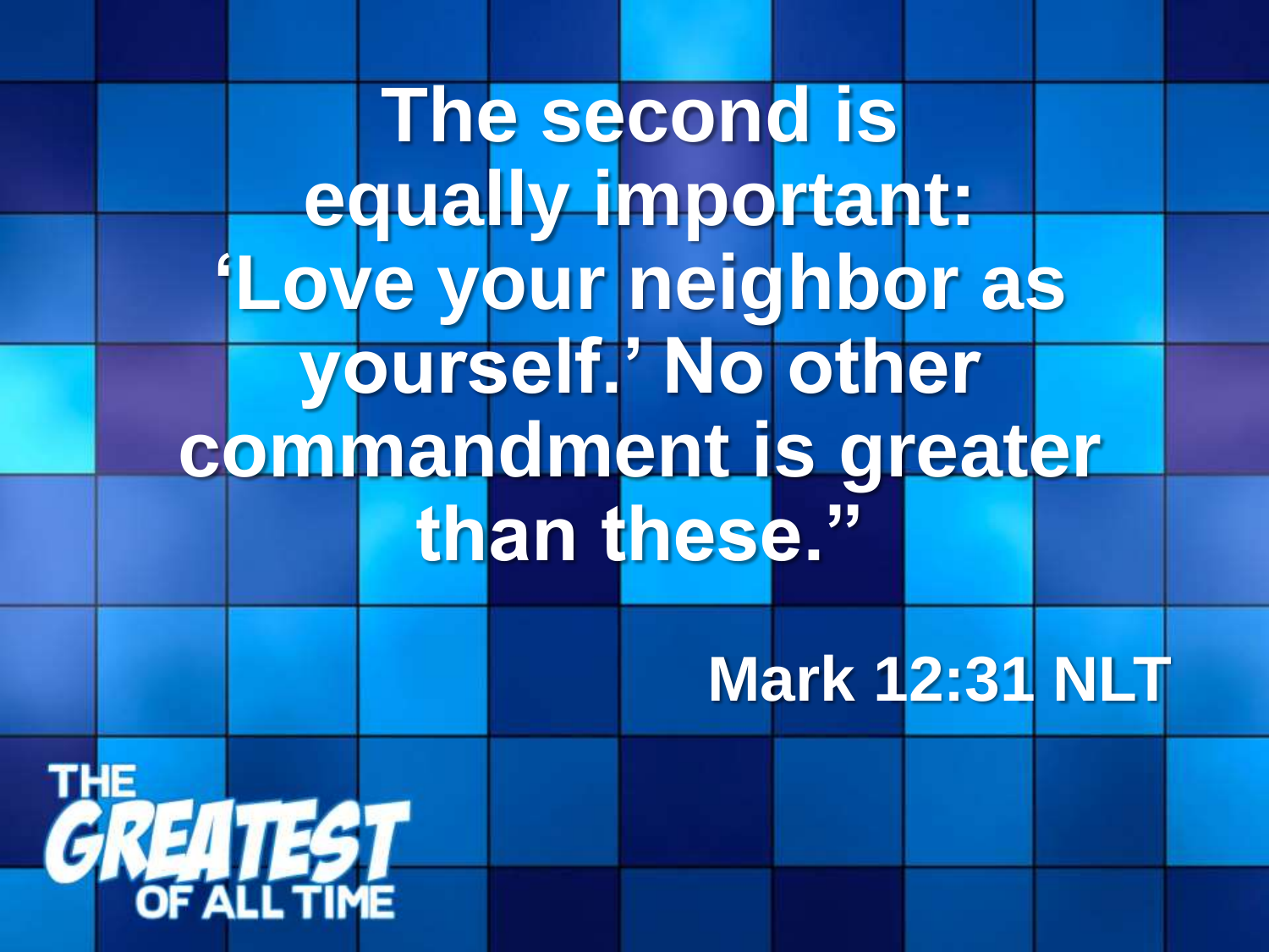The second is equally important: 'Love your neighbor as yourself.' No other commandment is greater than these."

Mark 12:31 NLT

THE GREATEST OF ALL TIME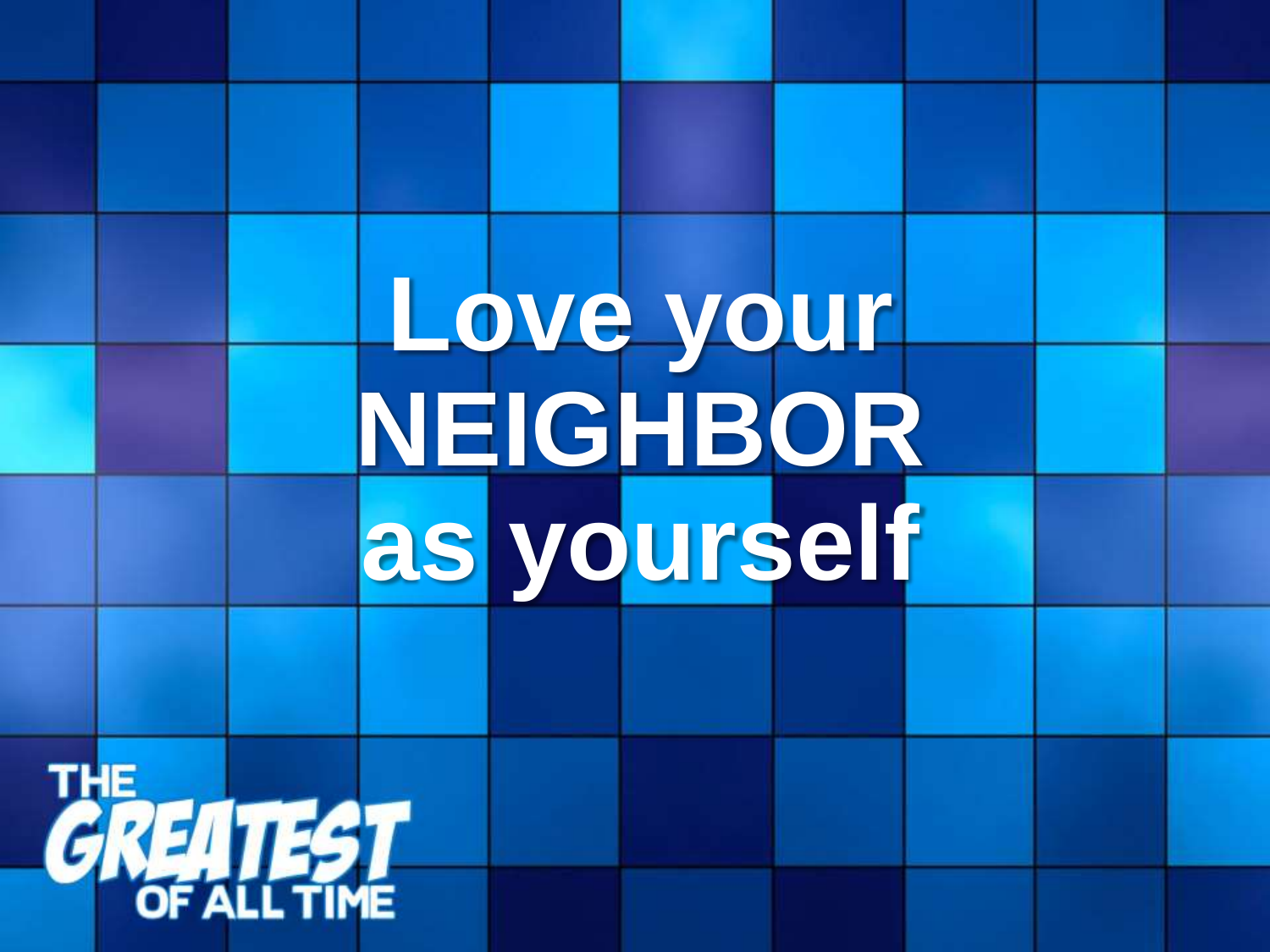# Love your NEIGHBOR as yourself

THE GREATEST OF ALL TIME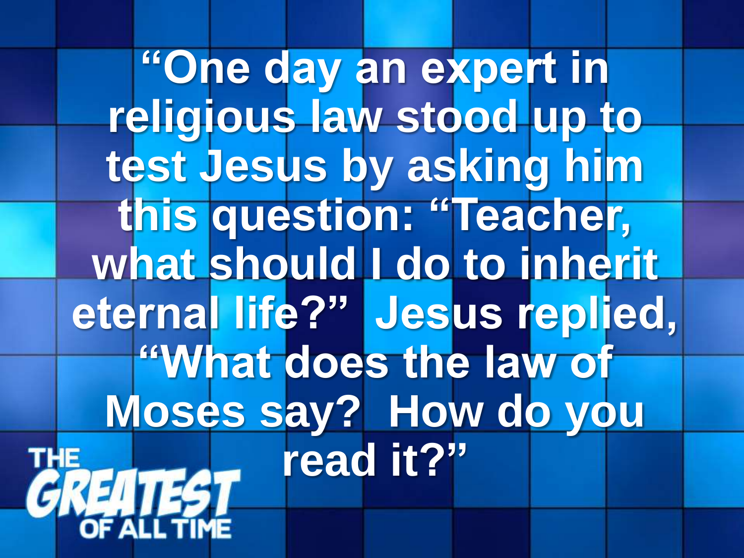"One day an expert in religious law stood up to test Jesus by asking him this question: "Teacher, what should I do to inherit eternal life?" Jesus replied, "What does the law of Moses say? How do you read it?"

THE GREATEST OF ALL TIME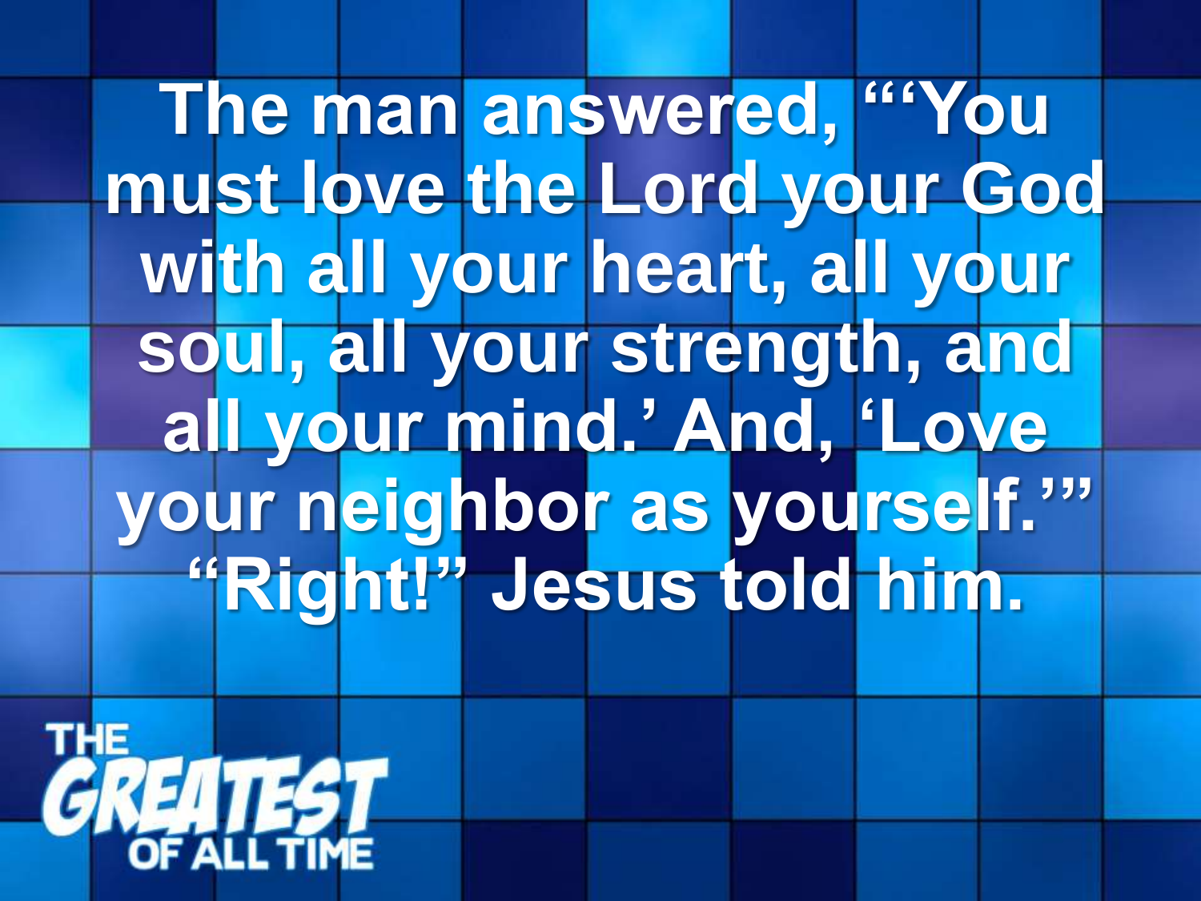**The man answered, "'You must love the Lord your God with all your heart, all your soul, all your strength, and all your mind.' And, 'Love your neighbor as yourself.'" "Right!" Jesus told him.**

THE GREATEST OF ALL TIME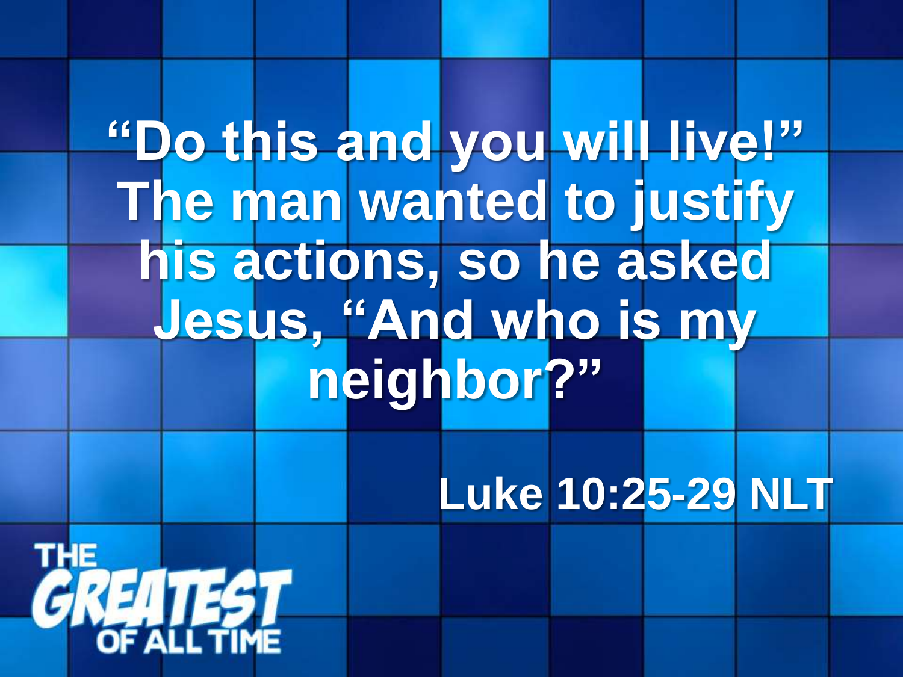"Do this and you will live!" The man wanted to justify his actions, so he asked Jesus, "And who is my neighbor?"

Luke 10:25-29 NLT

THE GREATEST OF ALL TIME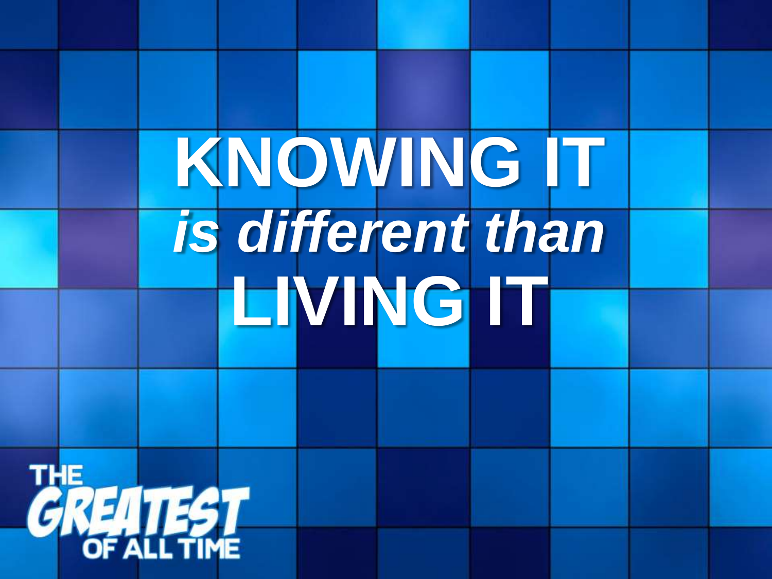# KNOWING IT
***is different than***
# LIVING IT

THE GREATEST OF ALL TIME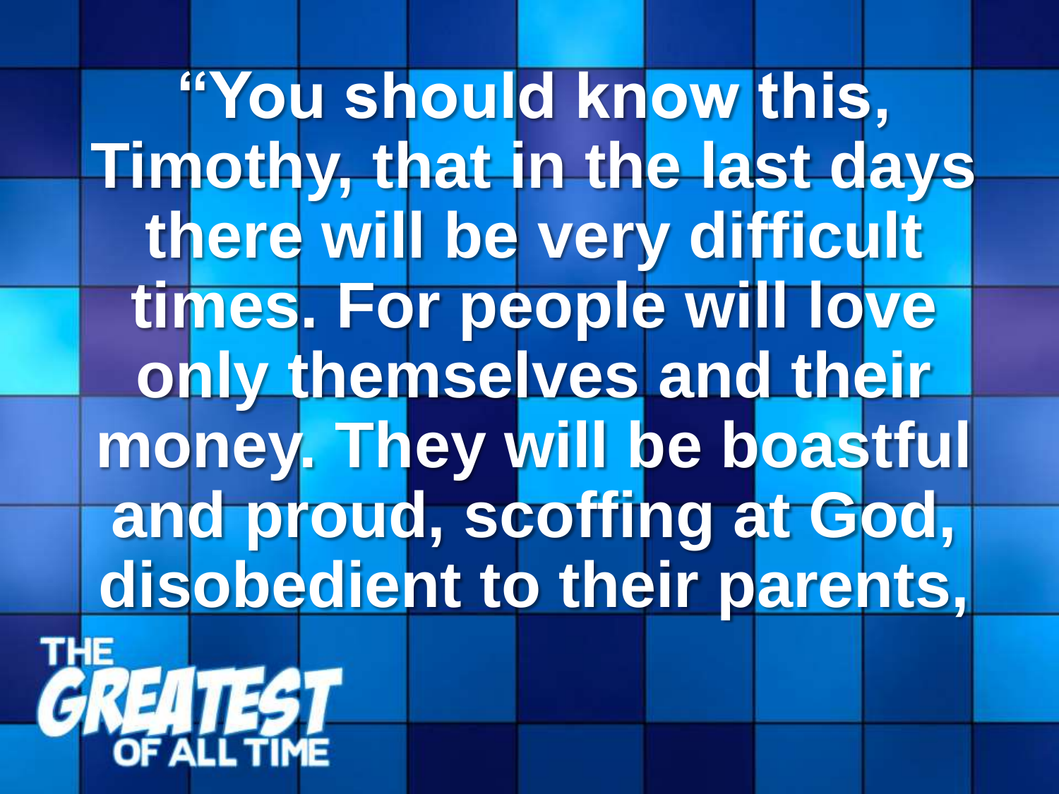"You should know this, Timothy, that in the last days there will be very difficult times. For people will love only themselves and their money. They will be boastful and proud, scoffing at God, disobedient to their parents,

THE GREATEST OF ALL TIME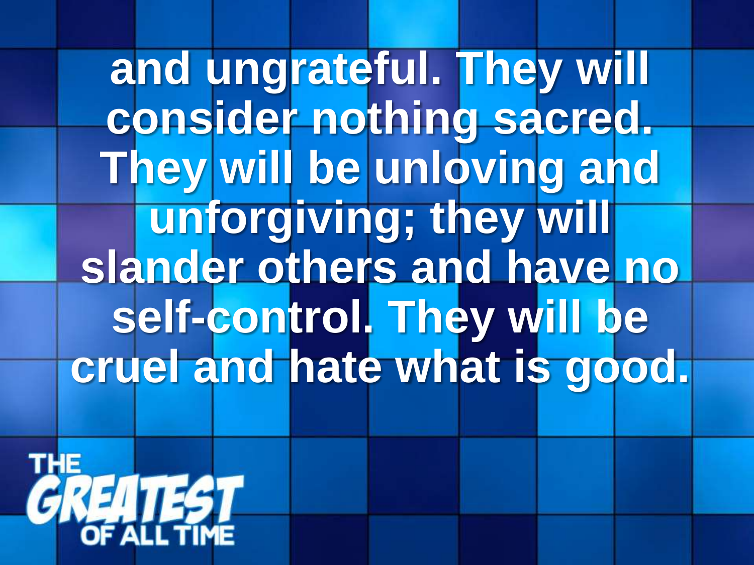and ungrateful. They will consider nothing sacred. They will be unloving and unforgiving; they will slander others and have no self-control. They will be cruel and hate what is good.

THE GREATEST OF ALL TIME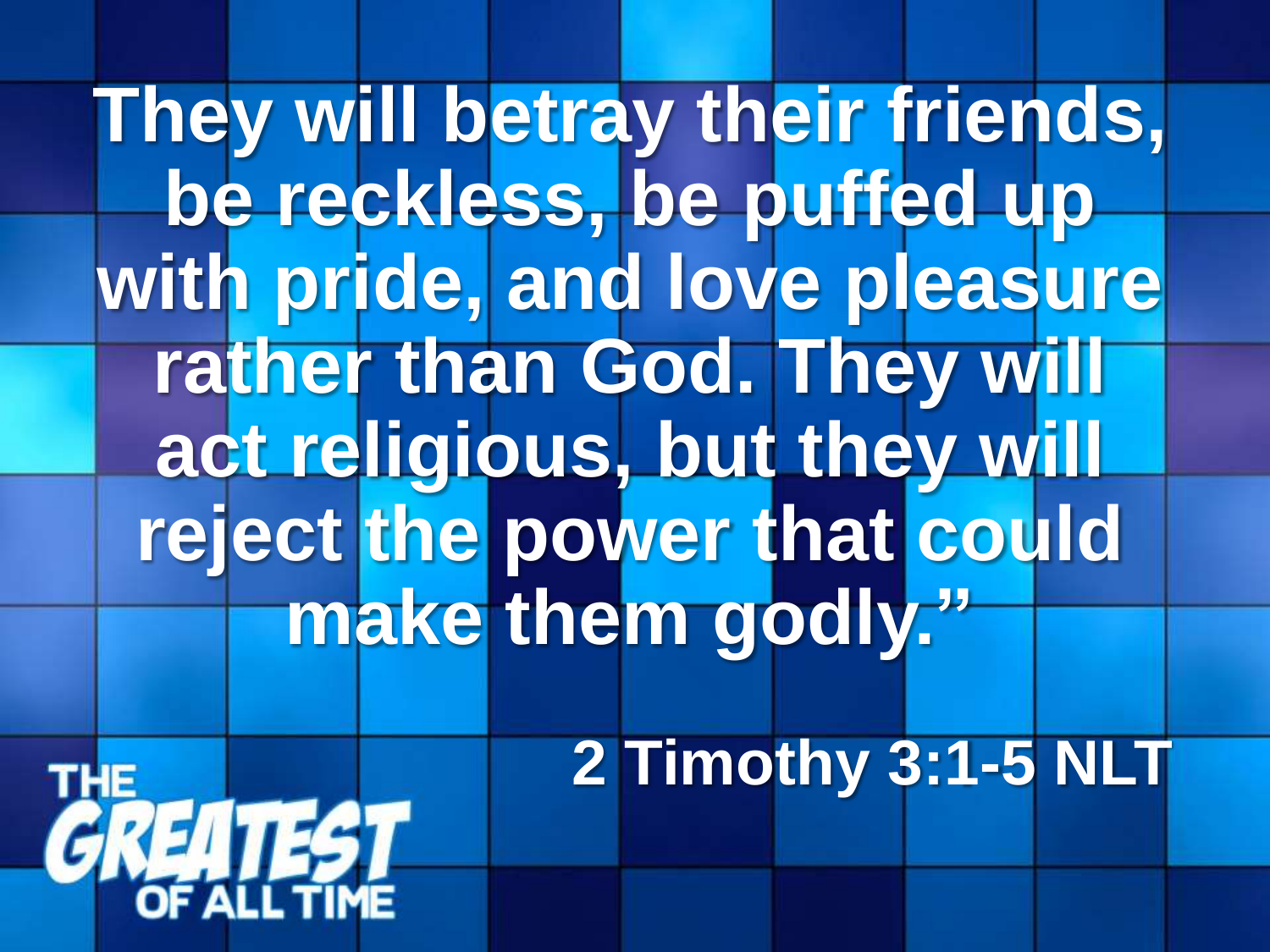They will betray their friends, be reckless, be puffed up with pride, and love pleasure rather than God. They will act religious, but they will reject the power that could make them godly."

2 Timothy 3:1-5 NLT

THE GREATEST OF ALL TIME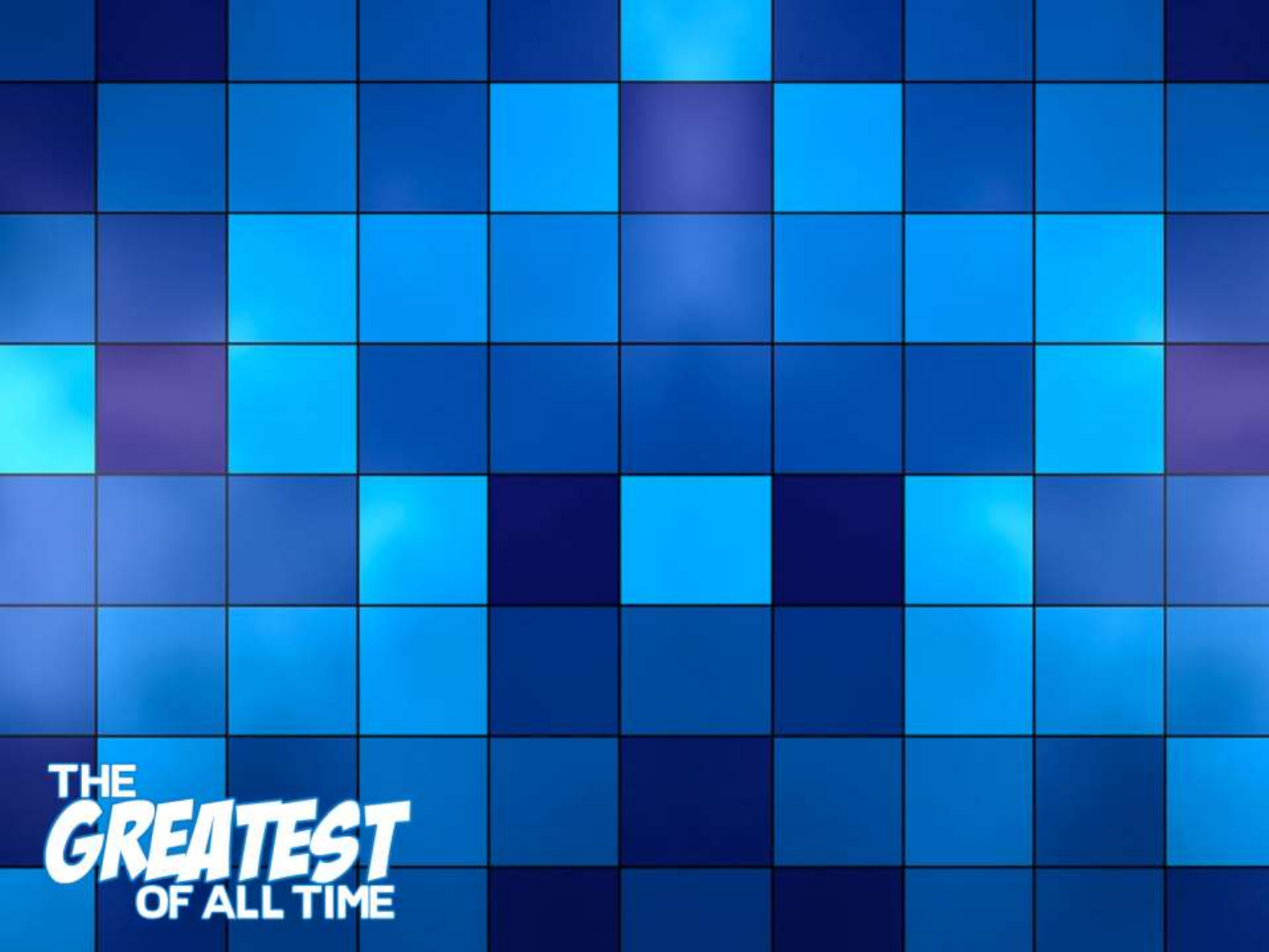THE GREATEST OF ALL TIME